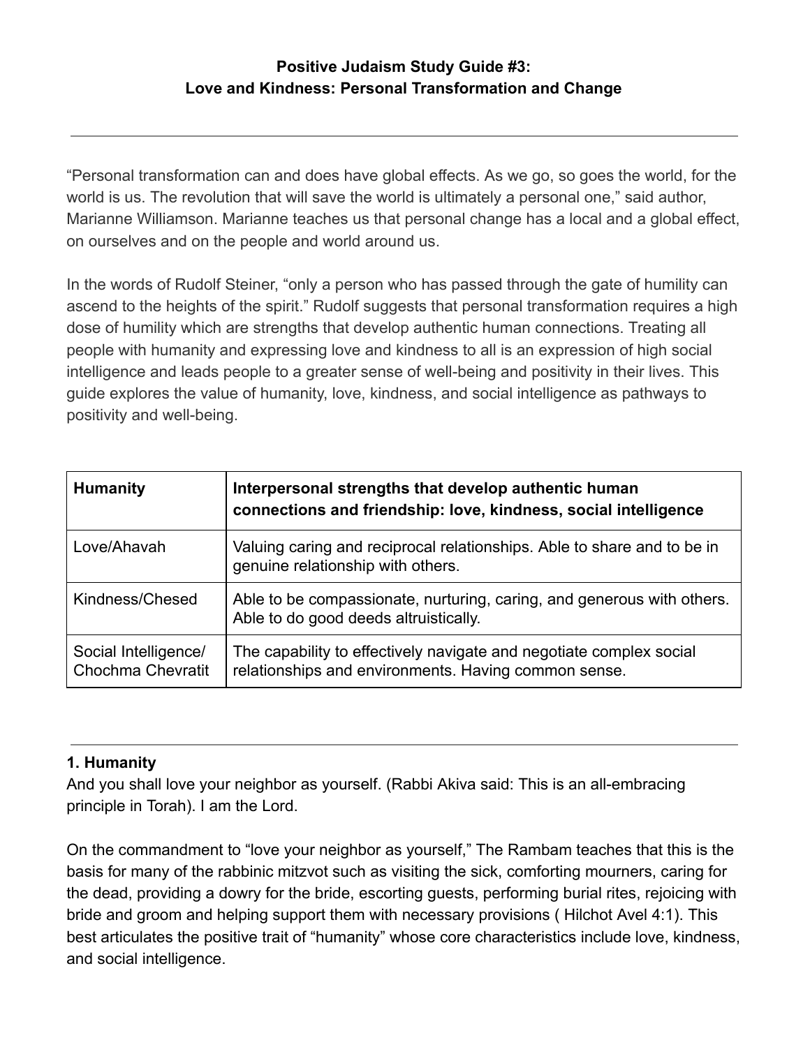**Positive Judaism Study Guide #3:**
**Love and Kindness: Personal Transformation and Change**

---

"Personal transformation can and does have global effects. As we go, so goes the world, for the world is us. The revolution that will save the world is ultimately a personal one," said author, Marianne Williamson. Marianne teaches us that personal change has a local and a global effect, on ourselves and on the people and world around us.

In the words of Rudolf Steiner, "only a person who has passed through the gate of humility can ascend to the heights of the spirit." Rudolf suggests that personal transformation requires a high dose of humility which are strengths that develop authentic human connections. Treating all people with humanity and expressing love and kindness to all is an expression of high social intelligence and leads people to a greater sense of well-being and positivity in their lives. This guide explores the value of humanity, love, kindness, and social intelligence as pathways to positivity and well-being.

| **Humanity** | **Interpersonal strengths that develop authentic human connections and friendship: love, kindness, social intelligence** |
|---|---|
| Love/Ahavah | Valuing caring and reciprocal relationships. Able to share and to be in genuine relationship with others. |
| Kindness/Chesed | Able to be compassionate, nurturing, caring, and generous with others. Able to do good deeds altruistically. |
| Social Intelligence/ Chochma Chevratit | The capability to effectively navigate and negotiate complex social relationships and environments. Having common sense. |

---

**1. Humanity**

And you shall love your neighbor as yourself. (Rabbi Akiva said: This is an all-embracing principle in Torah). I am the Lord.

On the commandment to "love your neighbor as yourself," The Rambam teaches that this is the basis for many of the rabbinic mitzvot such as visiting the sick, comforting mourners, caring for the dead, providing a dowry for the bride, escorting guests, performing burial rites, rejoicing with bride and groom and helping support them with necessary provisions ( Hilchot Avel 4:1). This best articulates the positive trait of "humanity" whose core characteristics include love, kindness, and social intelligence.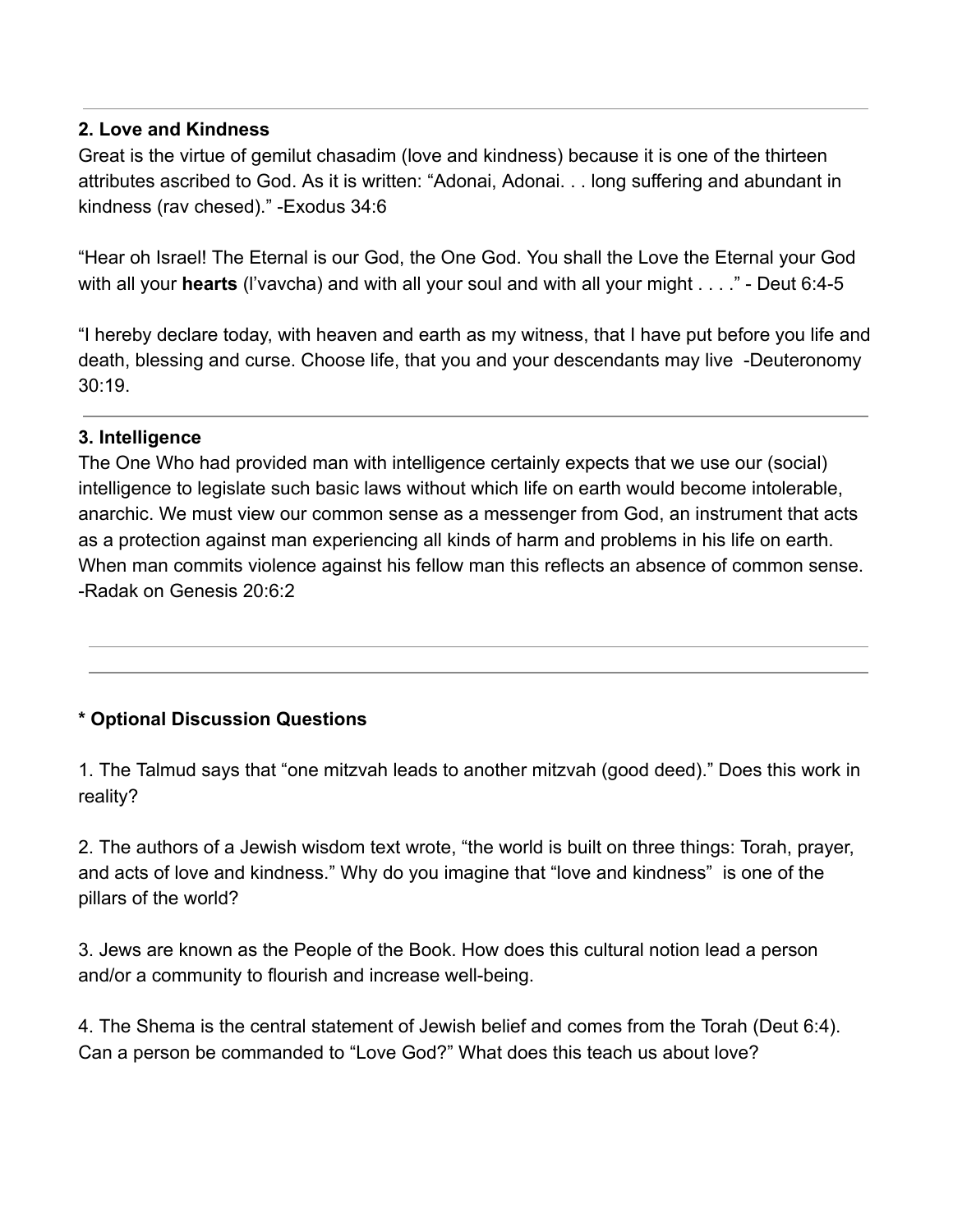---

**2. Love and Kindness**

Great is the virtue of gemilut chasadim (love and kindness) because it is one of the thirteen attributes ascribed to God. As it is written: "Adonai, Adonai. . . long suffering and abundant in kindness (rav chesed)." -Exodus 34:6

"Hear oh Israel! The Eternal is our God, the One God. You shall the Love the Eternal your God with all your **hearts** (l'vavcha) and with all your soul and with all your might . . . ." - Deut 6:4-5

"I hereby declare today, with heaven and earth as my witness, that I have put before you life and death, blessing and curse. Choose life, that you and your descendants may live -Deuteronomy 30:19.

---

**3. Intelligence**

The One Who had provided man with intelligence certainly expects that we use our (social) intelligence to legislate such basic laws without which life on earth would become intolerable, anarchic. We must view our common sense as a messenger from God, an instrument that acts as a protection against man experiencing all kinds of harm and problems in his life on earth. When man commits violence against his fellow man this reflects an absence of common sense. -Radak on Genesis 20:6:2

---

---

**\* Optional Discussion Questions**

1. The Talmud says that "one mitzvah leads to another mitzvah (good deed)." Does this work in reality?

2. The authors of a Jewish wisdom text wrote, "the world is built on three things: Torah, prayer, and acts of love and kindness." Why do you imagine that "love and kindness" is one of the pillars of the world?

3. Jews are known as the People of the Book. How does this cultural notion lead a person and/or a community to flourish and increase well-being.

4. The Shema is the central statement of Jewish belief and comes from the Torah (Deut 6:4). Can a person be commanded to "Love God?" What does this teach us about love?